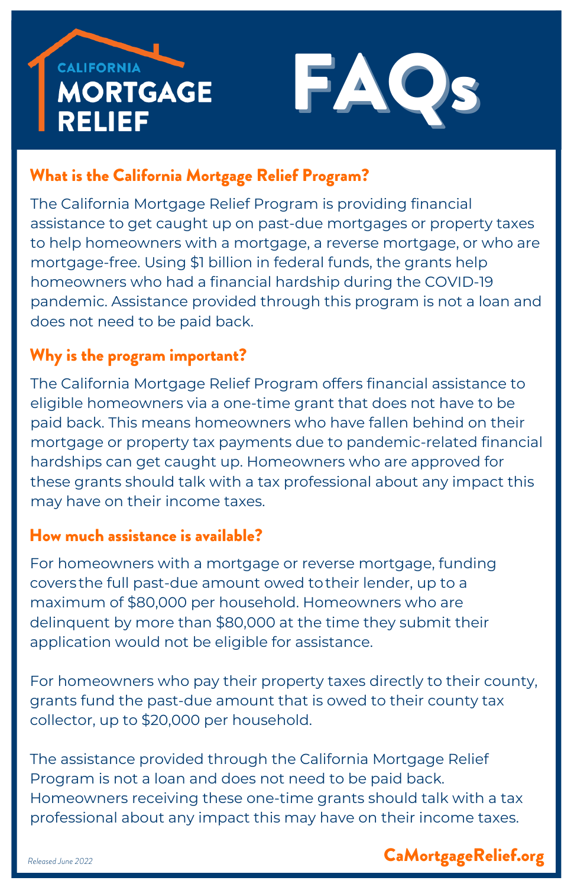# CALIFORNIA MORTGAGE RELIEF

# FAQs

## What is the California Mortgage Relief Program?

The California Mortgage Relief Program is providing financial assistance to get caught up on past-due mortgages or property taxes to help homeowners with a mortgage, a reverse mortgage, or who are mortgage-free. Using $1 billion in federal funds, the grants help homeowners who had a financial hardship during the COVID-19 pandemic. Assistance provided through this program is not a loan and does not need to be paid back.

## Why is the program important?

The California Mortgage Relief Program offers financial assistance to eligible homeowners via a one-time grant that does not have to be paid back. This means homeowners who have fallen behind on their mortgage or property tax payments due to pandemic-related financial hardships can get caught up. Homeowners who are approved for these grants should talk with a tax professional about any impact this may have on their income taxes.

## How much assistance is available?

For homeowners with a mortgage or reverse mortgage, funding covers the full past-due amount owed to their lender, up to a maximum of $80,000 per household. Homeowners who are delinquent by more than $80,000 at the time they submit their application would not be eligible for assistance.

For homeowners who pay their property taxes directly to their county, grants fund the past-due amount that is owed to their county tax collector, up to $20,000 per household.

The assistance provided through the California Mortgage Relief Program is not a loan and does not need to be paid back. Homeowners receiving these one-time grants should talk with a tax professional about any impact this may have on their income taxes.

*Released June 2022*

**CaMortgageRelief.org**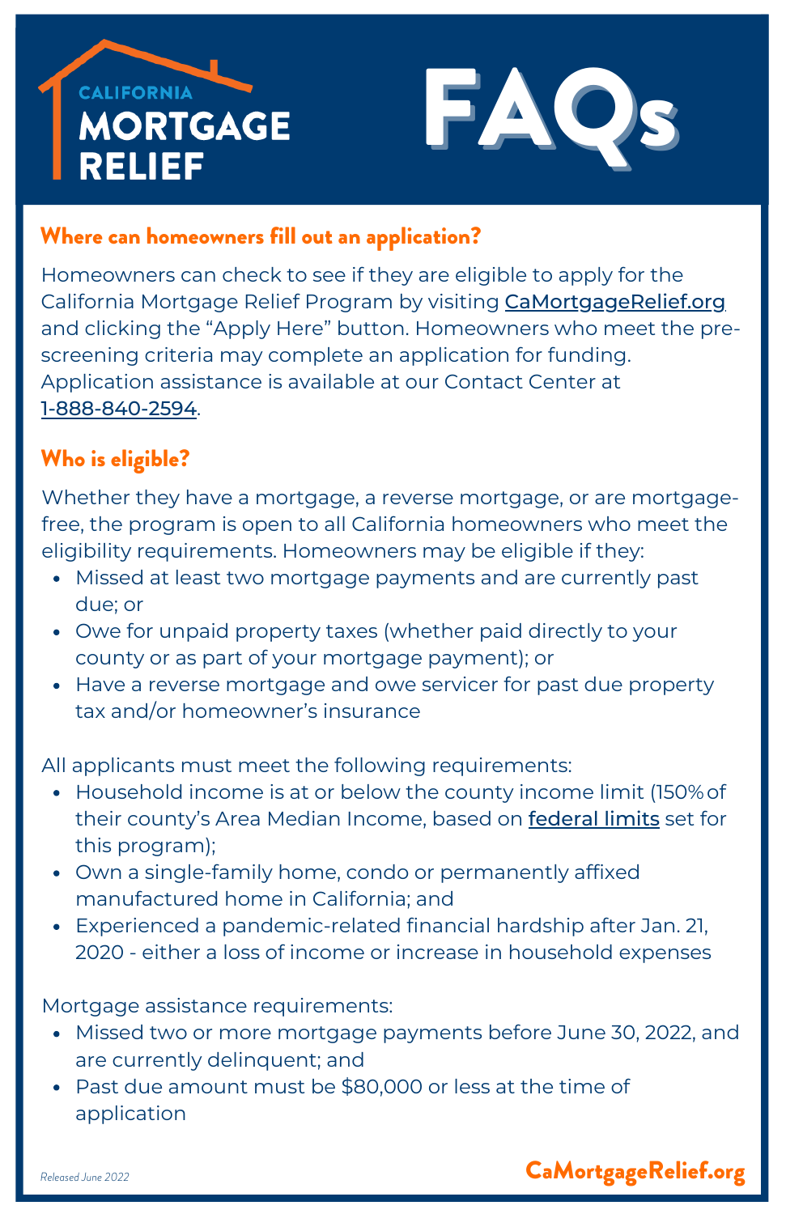# CALIFORNIA MORTGAGE RELIEF

# FAQs

## Where can homeowners fill out an application?

Homeowners can check to see if they are eligible to apply for the California Mortgage Relief Program by visiting CaMortgageRelief.org and clicking the "Apply Here" button. Homeowners who meet the pre-screening criteria may complete an application for funding. Application assistance is available at our Contact Center at 1-888-840-2594.

## Who is eligible?

Whether they have a mortgage, a reverse mortgage, or are mortgage-free, the program is open to all California homeowners who meet the eligibility requirements. Homeowners may be eligible if they:

- Missed at least two mortgage payments and are currently past due; or
- Owe for unpaid property taxes (whether paid directly to your county or as part of your mortgage payment); or
- Have a reverse mortgage and owe servicer for past due property tax and/or homeowner's insurance

All applicants must meet the following requirements:

- Household income is at or below the county income limit (150% of their county's Area Median Income, based on federal limits set for this program);
- Own a single-family home, condo or permanently affixed manufactured home in California; and
- Experienced a pandemic-related financial hardship after Jan. 21, 2020 - either a loss of income or increase in household expenses

Mortgage assistance requirements:

- Missed two or more mortgage payments before June 30, 2022, and are currently delinquent; and
- Past due amount must be $80,000 or less at the time of application

*Released June 2022*

CaMortgageRelief.org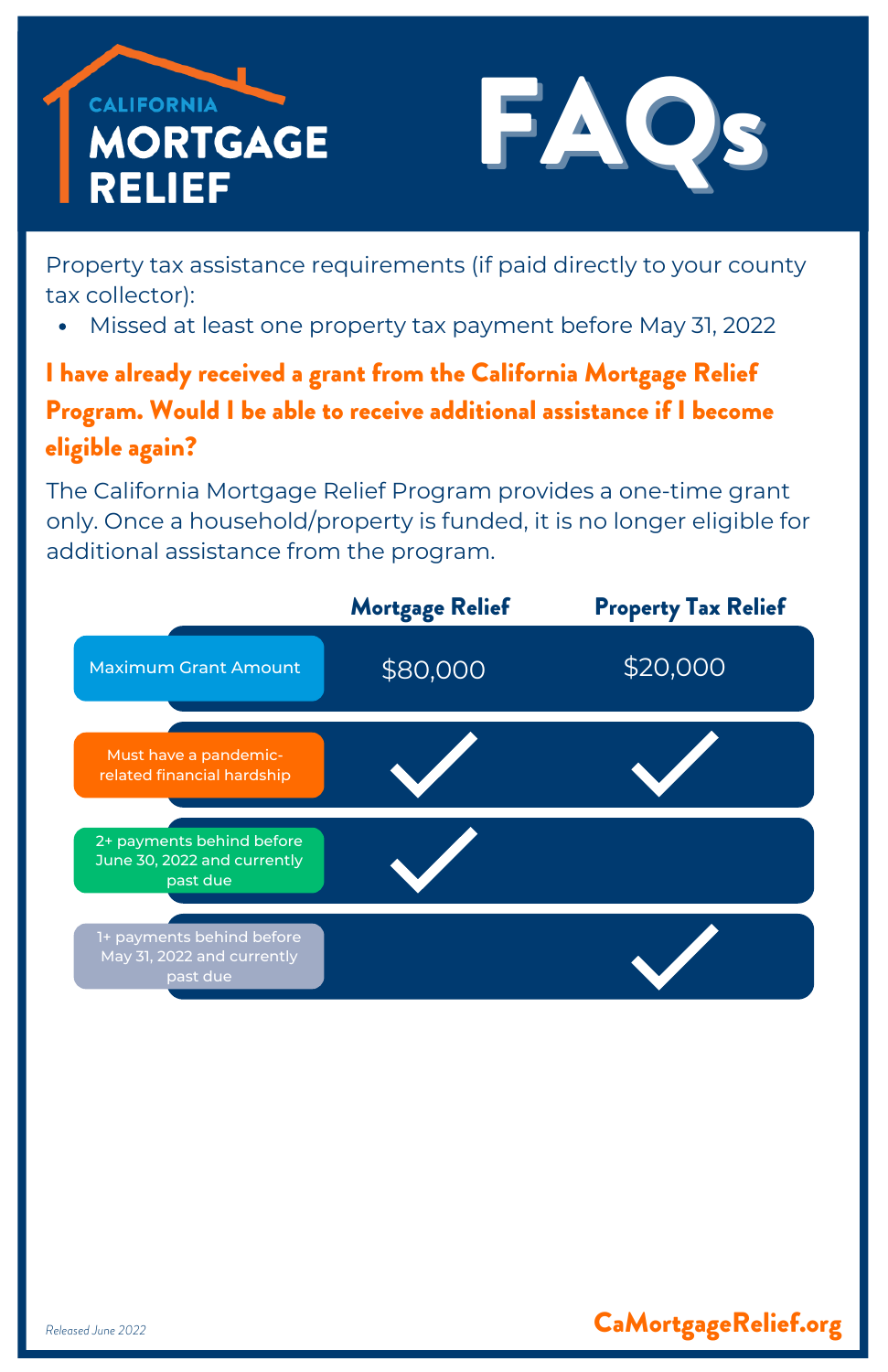# CALIFORNIA MORTGAGE RELIEF

# FAQs

Property tax assistance requirements (if paid directly to your county tax collector):

- Missed at least one property tax payment before May 31, 2022

### I have already received a grant from the California Mortgage Relief Program. Would I be able to receive additional assistance if I become eligible again?

The California Mortgage Relief Program provides a one-time grant only. Once a household/property is funded, it is no longer eligible for additional assistance from the program.

| | Mortgage Relief | Property Tax Relief |
|---|---|---|
| Maximum Grant Amount | $80,000 | $20,000 |
| Must have a pandemic-related financial hardship | ✓ | ✓ |
| 2+ payments behind before June 30, 2022 and currently past due | ✓ | |
| 1+ payments behind before May 31, 2022 and currently past due | | ✓ |

*Released June 2022*

**CaMortgageRelief.org**